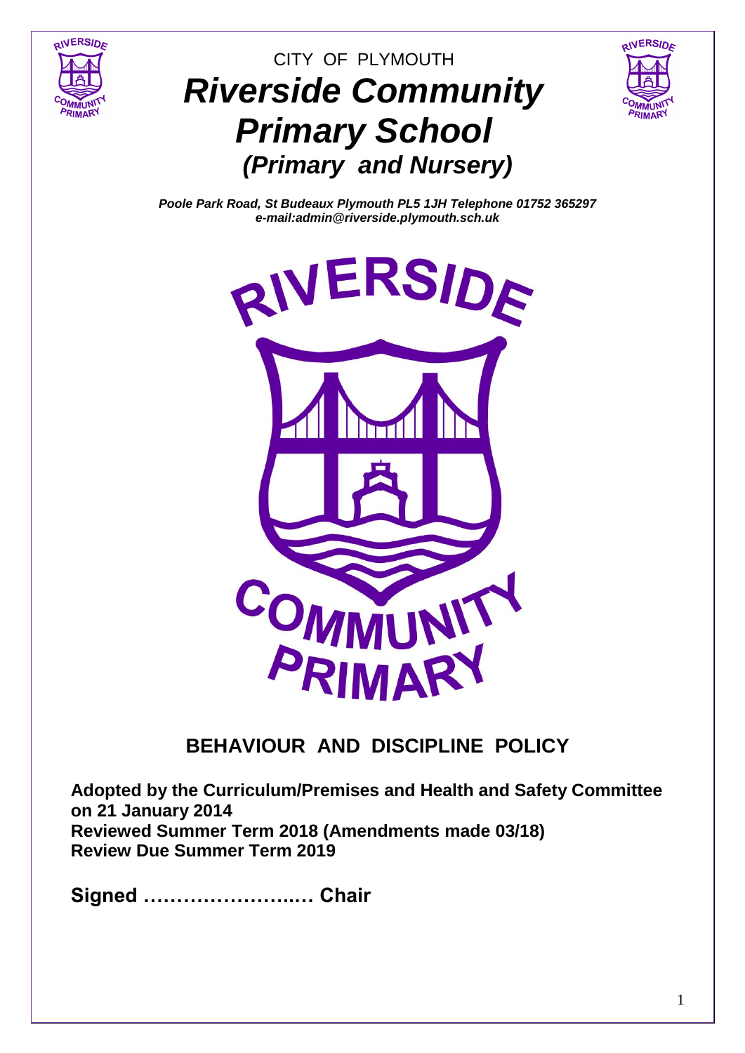CITY OF PLYMOUTH

# *Riverside Community Primary School*

## *(Primary and Nursery)*

***Poole Park Road, St Budeaux Plymouth PL5 1JH Telephone 01752 365297***
***e-mail:admin@riverside.plymouth.sch.uk***

# BEHAVIOUR AND DISCIPLINE POLICY

**Adopted by the Curriculum/Premises and Health and Safety Committee on 21 January 2014**
**Reviewed Summer Term 2018 (Amendments made 03/18)**
**Review Due Summer Term 2019**

**Signed ………………….…. Chair**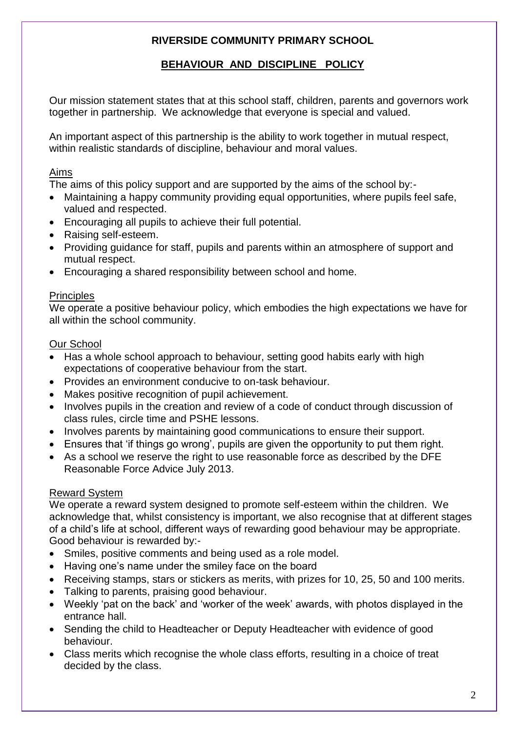# RIVERSIDE COMMUNITY PRIMARY SCHOOL

## BEHAVIOUR AND DISCIPLINE POLICY

Our mission statement states that at this school staff, children, parents and governors work together in partnership. We acknowledge that everyone is special and valued.

An important aspect of this partnership is the ability to work together in mutual respect, within realistic standards of discipline, behaviour and moral values.

### Aims

The aims of this policy support and are supported by the aims of the school by:-

- Maintaining a happy community providing equal opportunities, where pupils feel safe, valued and respected.
- Encouraging all pupils to achieve their full potential.
- Raising self-esteem.
- Providing guidance for staff, pupils and parents within an atmosphere of support and mutual respect.
- Encouraging a shared responsibility between school and home.

### Principles

We operate a positive behaviour policy, which embodies the high expectations we have for all within the school community.

### Our School

- Has a whole school approach to behaviour, setting good habits early with high expectations of cooperative behaviour from the start.
- Provides an environment conducive to on-task behaviour.
- Makes positive recognition of pupil achievement.
- Involves pupils in the creation and review of a code of conduct through discussion of class rules, circle time and PSHE lessons.
- Involves parents by maintaining good communications to ensure their support.
- Ensures that 'if things go wrong', pupils are given the opportunity to put them right.
- As a school we reserve the right to use reasonable force as described by the DFE Reasonable Force Advice July 2013.

### Reward System

We operate a reward system designed to promote self-esteem within the children. We acknowledge that, whilst consistency is important, we also recognise that at different stages of a child's life at school, different ways of rewarding good behaviour may be appropriate. Good behaviour is rewarded by:-

- Smiles, positive comments and being used as a role model.
- Having one's name under the smiley face on the board
- Receiving stamps, stars or stickers as merits, with prizes for 10, 25, 50 and 100 merits.
- Talking to parents, praising good behaviour.
- Weekly 'pat on the back' and 'worker of the week' awards, with photos displayed in the entrance hall.
- Sending the child to Headteacher or Deputy Headteacher with evidence of good behaviour.
- Class merits which recognise the whole class efforts, resulting in a choice of treat decided by the class.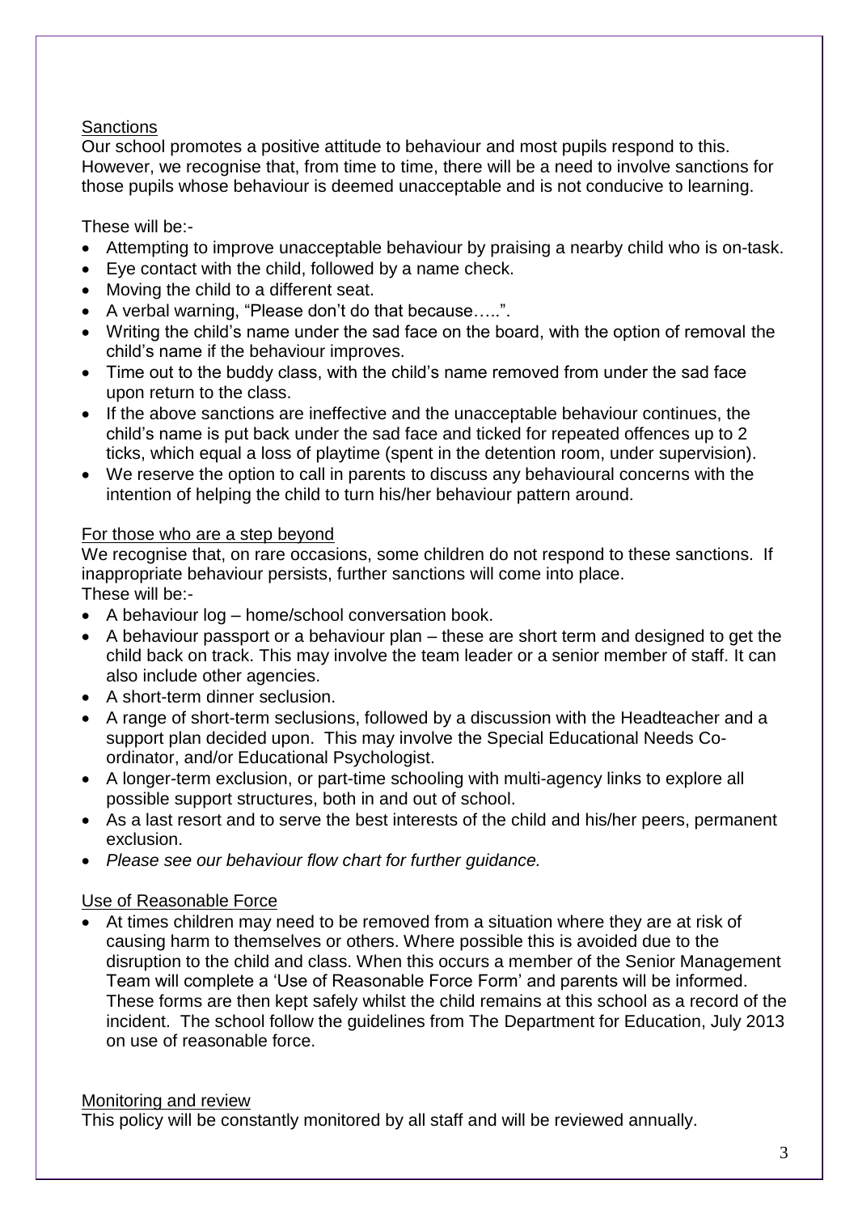## Sanctions

Our school promotes a positive attitude to behaviour and most pupils respond to this. However, we recognise that, from time to time, there will be a need to involve sanctions for those pupils whose behaviour is deemed unacceptable and is not conducive to learning.

These will be:-

- Attempting to improve unacceptable behaviour by praising a nearby child who is on-task.
- Eye contact with the child, followed by a name check.
- Moving the child to a different seat.
- A verbal warning, "Please don't do that because…..".
- Writing the child's name under the sad face on the board, with the option of removal the child's name if the behaviour improves.
- Time out to the buddy class, with the child's name removed from under the sad face upon return to the class.
- If the above sanctions are ineffective and the unacceptable behaviour continues, the child's name is put back under the sad face and ticked for repeated offences up to 2 ticks, which equal a loss of playtime (spent in the detention room, under supervision).
- We reserve the option to call in parents to discuss any behavioural concerns with the intention of helping the child to turn his/her behaviour pattern around.

## For those who are a step beyond

We recognise that, on rare occasions, some children do not respond to these sanctions. If inappropriate behaviour persists, further sanctions will come into place.
These will be:-

- A behaviour log – home/school conversation book.
- A behaviour passport or a behaviour plan – these are short term and designed to get the child back on track. This may involve the team leader or a senior member of staff. It can also include other agencies.
- A short-term dinner seclusion.
- A range of short-term seclusions, followed by a discussion with the Headteacher and a support plan decided upon. This may involve the Special Educational Needs Co-ordinator, and/or Educational Psychologist.
- A longer-term exclusion, or part-time schooling with multi-agency links to explore all possible support structures, both in and out of school.
- As a last resort and to serve the best interests of the child and his/her peers, permanent exclusion.
- *Please see our behaviour flow chart for further guidance.*

## Use of Reasonable Force

- At times children may need to be removed from a situation where they are at risk of causing harm to themselves or others. Where possible this is avoided due to the disruption to the child and class. When this occurs a member of the Senior Management Team will complete a 'Use of Reasonable Force Form' and parents will be informed. These forms are then kept safely whilst the child remains at this school as a record of the incident. The school follow the guidelines from The Department for Education, July 2013 on use of reasonable force.

## Monitoring and review

This policy will be constantly monitored by all staff and will be reviewed annually.